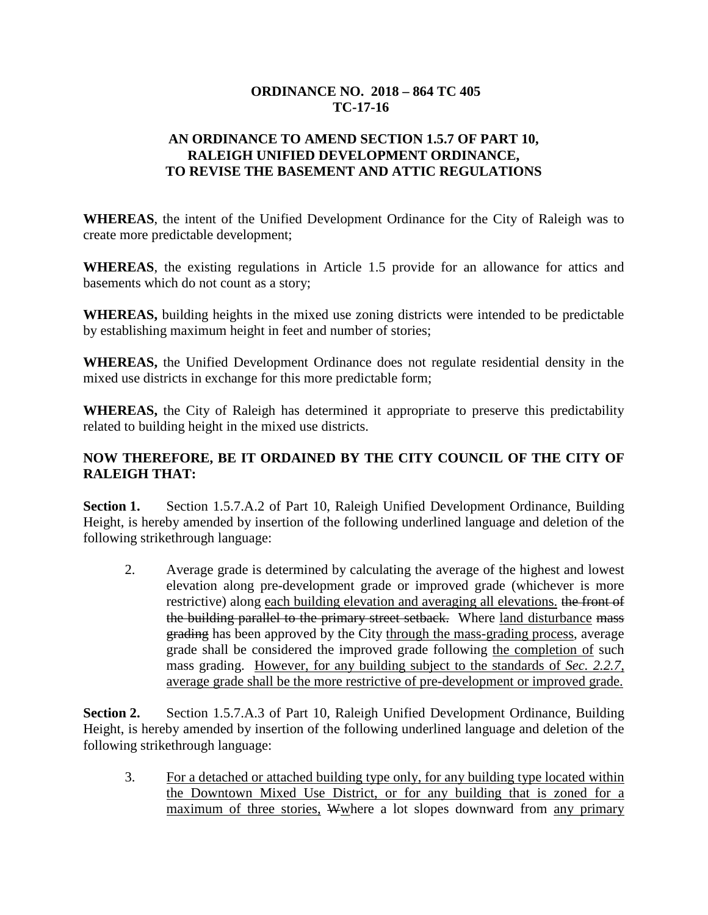**ORDINANCE NO. 2018 – 864 TC 405**
**TC-17-16**

**AN ORDINANCE TO AMEND SECTION 1.5.7 OF PART 10, RALEIGH UNIFIED DEVELOPMENT ORDINANCE, TO REVISE THE BASEMENT AND ATTIC REGULATIONS**

**WHEREAS**, the intent of the Unified Development Ordinance for the City of Raleigh was to create more predictable development;

**WHEREAS**, the existing regulations in Article 1.5 provide for an allowance for attics and basements which do not count as a story;

**WHEREAS,** building heights in the mixed use zoning districts were intended to be predictable by establishing maximum height in feet and number of stories;

**WHEREAS,** the Unified Development Ordinance does not regulate residential density in the mixed use districts in exchange for this more predictable form;

**WHEREAS,** the City of Raleigh has determined it appropriate to preserve this predictability related to building height in the mixed use districts.

**NOW THEREFORE, BE IT ORDAINED BY THE CITY COUNCIL OF THE CITY OF RALEIGH THAT:**

**Section 1.** Section 1.5.7.A.2 of Part 10, Raleigh Unified Development Ordinance, Building Height, is hereby amended by insertion of the following underlined language and deletion of the following strikethrough language:

2. Average grade is determined by calculating the average of the highest and lowest elevation along pre-development grade or improved grade (whichever is more restrictive) along <u>each building elevation and averaging all elevations.</u> ~~the front of the building parallel to the primary street setback.~~ Where <u>land disturbance</u> ~~mass grading~~ has been approved by the City <u>through the mass-grading process</u>, average grade shall be considered the improved grade following <u>the completion of</u> such mass grading. <u>However, for any building subject to the standards of *Sec. 2.2.7*, average grade shall be the more restrictive of pre-development or improved grade.</u>

**Section 2.** Section 1.5.7.A.3 of Part 10, Raleigh Unified Development Ordinance, Building Height, is hereby amended by insertion of the following underlined language and deletion of the following strikethrough language:

3. <u>For a detached or attached building type only, for any building type located within the Downtown Mixed Use District, or for any building that is zoned for a maximum of three stories,</u> ~~W~~<u>w</u>here a lot slopes downward from <u>any primary</u>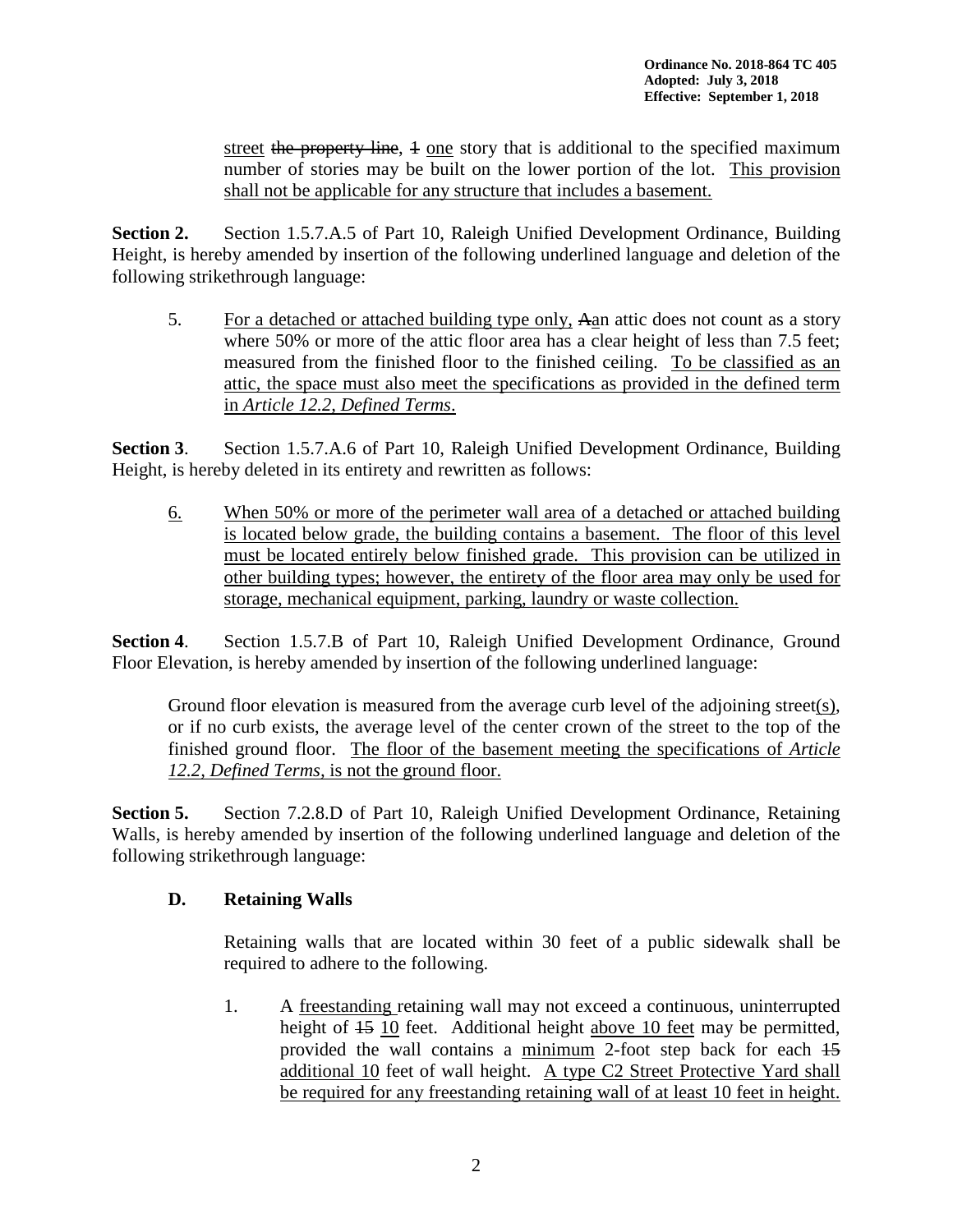street ~~the property line~~, ~~1~~ <u>one</u> story that is additional to the specified maximum number of stories may be built on the lower portion of the lot. <u>This provision shall not be applicable for any structure that includes a basement.</u>

**Section 2.** Section 1.5.7.A.5 of Part 10, Raleigh Unified Development Ordinance, Building Height, is hereby amended by insertion of the following underlined language and deletion of the following strikethrough language:

5. <u>For a detached or attached building type only,</u> ~~A~~<u>a</u>n attic does not count as a story where 50% or more of the attic floor area has a clear height of less than 7.5 feet; measured from the finished floor to the finished ceiling. <u>To be classified as an attic, the space must also meet the specifications as provided in the defined term in *Article 12.2, Defined Terms*.</u>

**Section 3**. Section 1.5.7.A.6 of Part 10, Raleigh Unified Development Ordinance, Building Height, is hereby deleted in its entirety and rewritten as follows:

<u>6.</u> <u>When 50% or more of the perimeter wall area of a detached or attached building is located below grade, the building contains a basement. The floor of this level must be located entirely below finished grade. This provision can be utilized in other building types; however, the entirety of the floor area may only be used for storage, mechanical equipment, parking, laundry or waste collection.</u>

**Section 4**. Section 1.5.7.B of Part 10, Raleigh Unified Development Ordinance, Ground Floor Elevation, is hereby amended by insertion of the following underlined language:

Ground floor elevation is measured from the average curb level of the adjoining street<u>(s)</u>, or if no curb exists, the average level of the center crown of the street to the top of the finished ground floor. <u>The floor of the basement meeting the specifications of *Article 12.2, Defined Terms,* is not the ground floor.</u>

**Section 5.** Section 7.2.8.D of Part 10, Raleigh Unified Development Ordinance, Retaining Walls, is hereby amended by insertion of the following underlined language and deletion of the following strikethrough language:

**D. Retaining Walls**

Retaining walls that are located within 30 feet of a public sidewalk shall be required to adhere to the following.

1. A <u>freestanding</u> retaining wall may not exceed a continuous, uninterrupted height of ~~15~~ <u>10</u> feet. Additional height <u>above 10 feet</u> may be permitted, provided the wall contains a <u>minimum</u> 2-foot step back for each ~~15~~ <u>additional 10</u> feet of wall height. <u>A type C2 Street Protective Yard shall be required for any freestanding retaining wall of at least 10 feet in height.</u>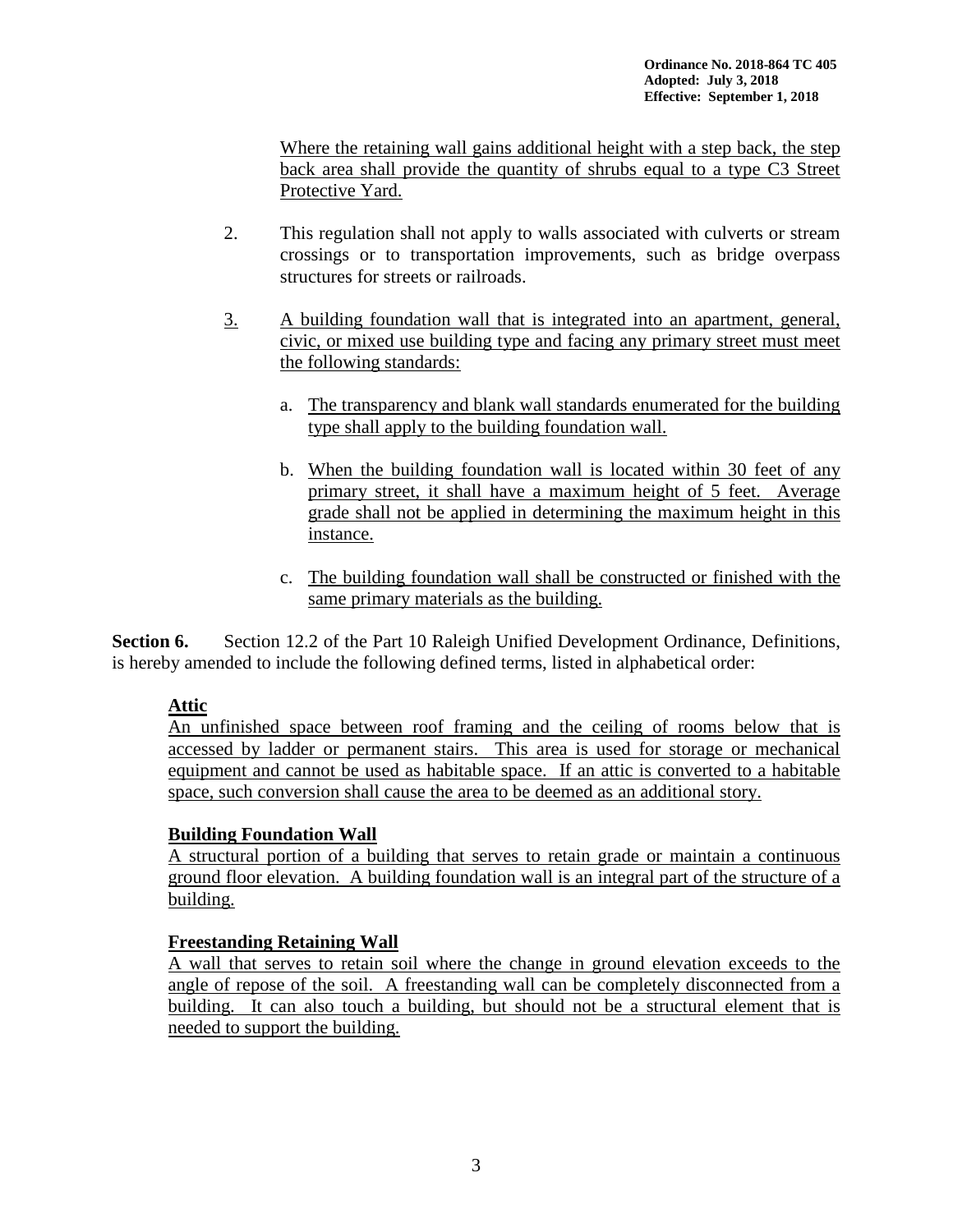Where the retaining wall gains additional height with a step back, the step back area shall provide the quantity of shrubs equal to a type C3 Street Protective Yard.

2. This regulation shall not apply to walls associated with culverts or stream crossings or to transportation improvements, such as bridge overpass structures for streets or railroads.

3. A building foundation wall that is integrated into an apartment, general, civic, or mixed use building type and facing any primary street must meet the following standards:

   a. The transparency and blank wall standards enumerated for the building type shall apply to the building foundation wall.

   b. When the building foundation wall is located within 30 feet of any primary street, it shall have a maximum height of 5 feet. Average grade shall not be applied in determining the maximum height in this instance.

   c. The building foundation wall shall be constructed or finished with the same primary materials as the building.

**Section 6.** Section 12.2 of the Part 10 Raleigh Unified Development Ordinance, Definitions, is hereby amended to include the following defined terms, listed in alphabetical order:

**Attic**
An unfinished space between roof framing and the ceiling of rooms below that is accessed by ladder or permanent stairs. This area is used for storage or mechanical equipment and cannot be used as habitable space. If an attic is converted to a habitable space, such conversion shall cause the area to be deemed as an additional story.

**Building Foundation Wall**
A structural portion of a building that serves to retain grade or maintain a continuous ground floor elevation. A building foundation wall is an integral part of the structure of a building.

**Freestanding Retaining Wall**
A wall that serves to retain soil where the change in ground elevation exceeds to the angle of repose of the soil. A freestanding wall can be completely disconnected from a building. It can also touch a building, but should not be a structural element that is needed to support the building.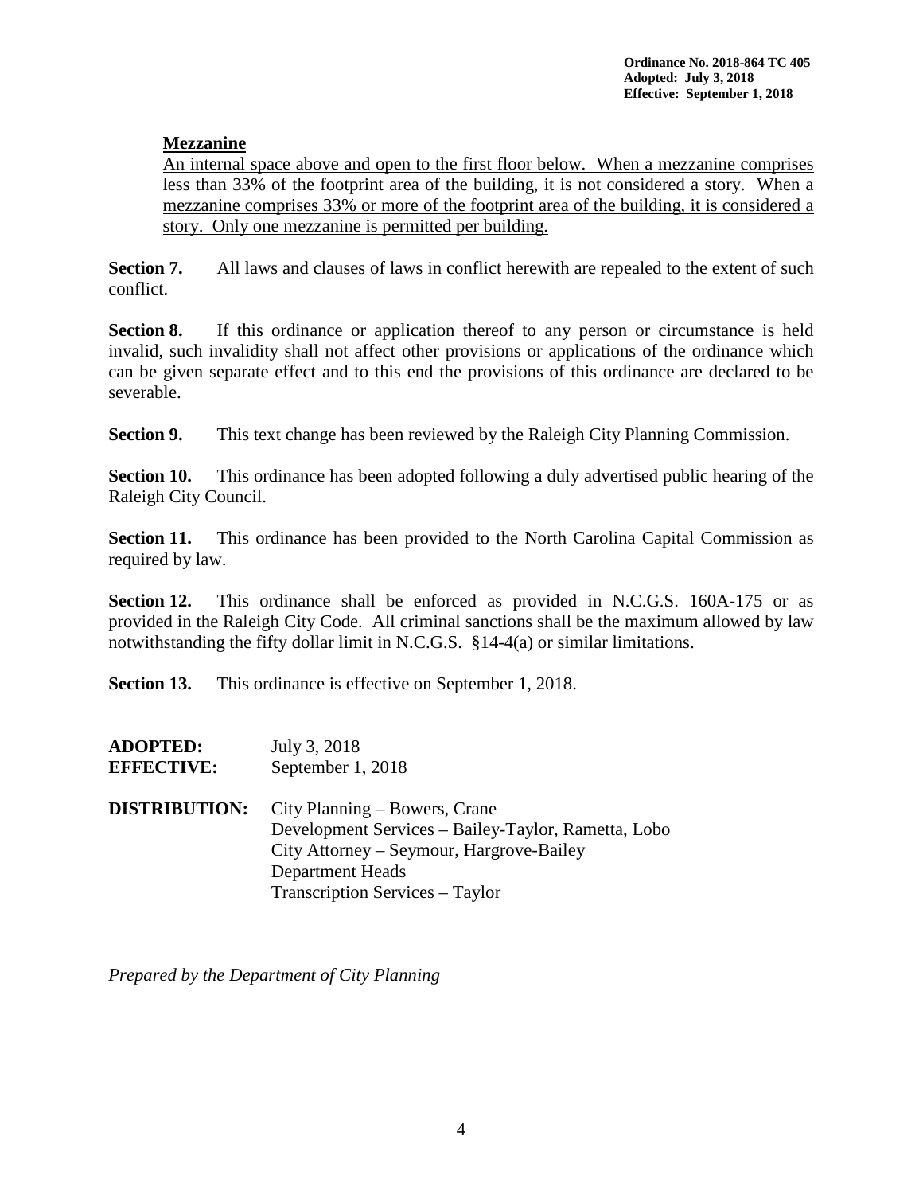**Mezzanine**

An internal space above and open to the first floor below. When a mezzanine comprises less than 33% of the footprint area of the building, it is not considered a story. When a mezzanine comprises 33% or more of the footprint area of the building, it is considered a story. Only one mezzanine is permitted per building.

**Section 7.** All laws and clauses of laws in conflict herewith are repealed to the extent of such conflict.

**Section 8.** If this ordinance or application thereof to any person or circumstance is held invalid, such invalidity shall not affect other provisions or applications of the ordinance which can be given separate effect and to this end the provisions of this ordinance are declared to be severable.

**Section 9.** This text change has been reviewed by the Raleigh City Planning Commission.

**Section 10.** This ordinance has been adopted following a duly advertised public hearing of the Raleigh City Council.

**Section 11.** This ordinance has been provided to the North Carolina Capital Commission as required by law.

**Section 12.** This ordinance shall be enforced as provided in N.C.G.S. 160A-175 or as provided in the Raleigh City Code. All criminal sanctions shall be the maximum allowed by law notwithstanding the fifty dollar limit in N.C.G.S. §14-4(a) or similar limitations.

**Section 13.** This ordinance is effective on September 1, 2018.

**ADOPTED:** July 3, 2018
**EFFECTIVE:** September 1, 2018

**DISTRIBUTION:** City Planning – Bowers, Crane
Development Services – Bailey-Taylor, Rametta, Lobo
City Attorney – Seymour, Hargrove-Bailey
Department Heads
Transcription Services – Taylor

*Prepared by the Department of City Planning*